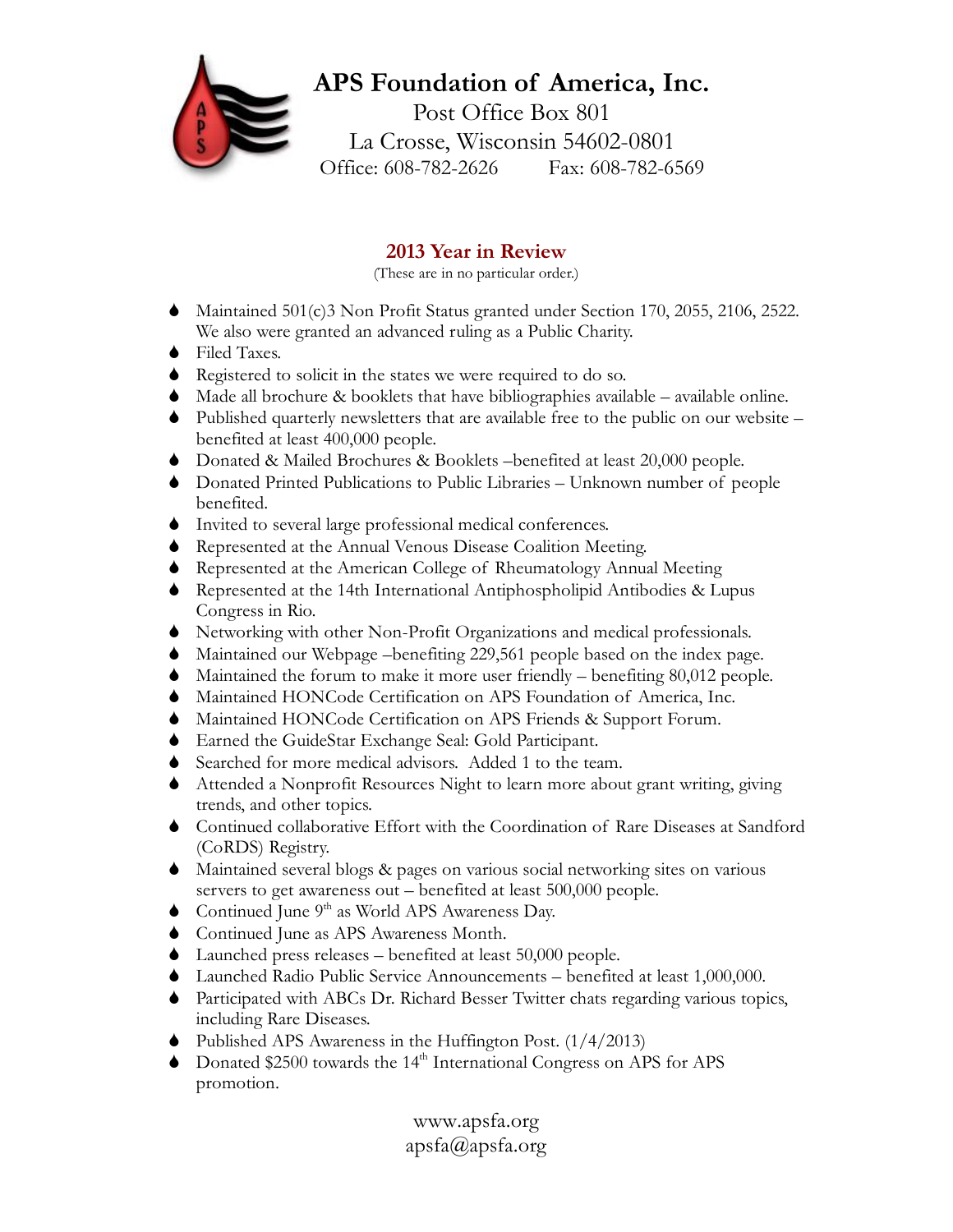# APS Foundation of America, Inc.

Post Office Box 801
La Crosse, Wisconsin 54602-0801
Office: 608-782-2626 Fax: 608-782-6569

## 2013 Year in Review

(These are in no particular order.)

- Maintained 501(c)3 Non Profit Status granted under Section 170, 2055, 2106, 2522. We also were granted an advanced ruling as a Public Charity.
- Filed Taxes.
- Registered to solicit in the states we were required to do so.
- Made all brochure & booklets that have bibliographies available – available online.
- Published quarterly newsletters that are available free to the public on our website – benefited at least 400,000 people.
- Donated & Mailed Brochures & Booklets –benefited at least 20,000 people.
- Donated Printed Publications to Public Libraries – Unknown number of people benefited.
- Invited to several large professional medical conferences.
- Represented at the Annual Venous Disease Coalition Meeting.
- Represented at the American College of Rheumatology Annual Meeting
- Represented at the 14th International Antiphospholipid Antibodies & Lupus Congress in Rio.
- Networking with other Non-Profit Organizations and medical professionals.
- Maintained our Webpage –benefiting 229,561 people based on the index page.
- Maintained the forum to make it more user friendly – benefiting 80,012 people.
- Maintained HONCode Certification on APS Foundation of America, Inc.
- Maintained HONCode Certification on APS Friends & Support Forum.
- Earned the GuideStar Exchange Seal: Gold Participant.
- Searched for more medical advisors. Added 1 to the team.
- Attended a Nonprofit Resources Night to learn more about grant writing, giving trends, and other topics.
- Continued collaborative Effort with the Coordination of Rare Diseases at Sandford (CoRDS) Registry.
- Maintained several blogs & pages on various social networking sites on various servers to get awareness out – benefited at least 500,000 people.
- Continued June 9th as World APS Awareness Day.
- Continued June as APS Awareness Month.
- Launched press releases – benefited at least 50,000 people.
- Launched Radio Public Service Announcements – benefited at least 1,000,000.
- Participated with ABCs Dr. Richard Besser Twitter chats regarding various topics, including Rare Diseases.
- Published APS Awareness in the Huffington Post. (1/4/2013)
- Donated $2500 towards the 14th International Congress on APS for APS promotion.

www.apsfa.org
apsfa@apsfa.org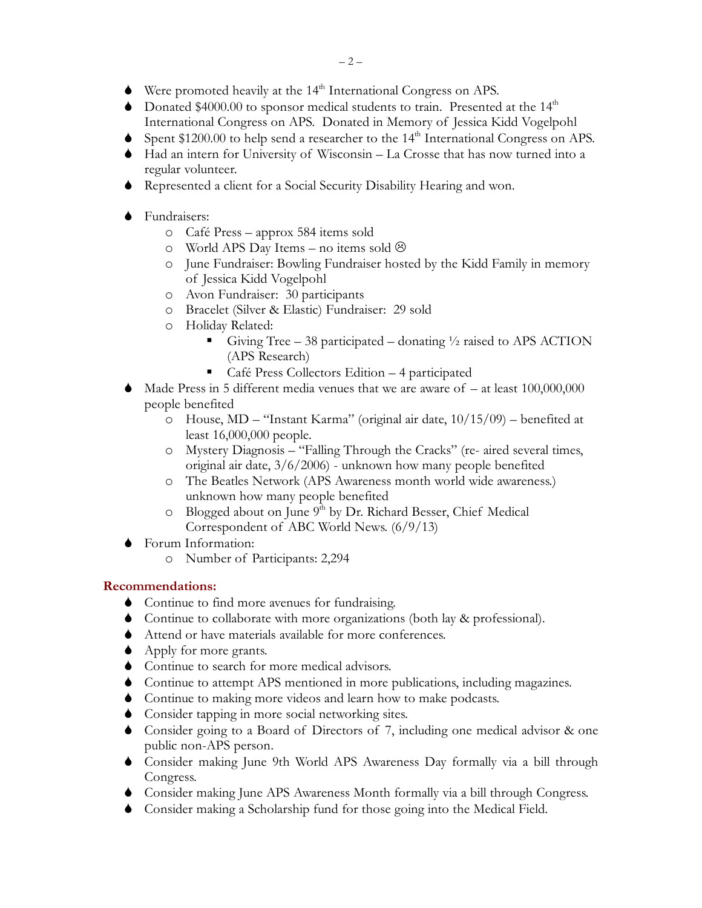- Were promoted heavily at the 14th International Congress on APS.
- Donated $4000.00 to sponsor medical students to train. Presented at the 14th International Congress on APS. Donated in Memory of Jessica Kidd Vogelpohl
- Spent $1200.00 to help send a researcher to the 14th International Congress on APS.
- Had an intern for University of Wisconsin – La Crosse that has now turned into a regular volunteer.
- Represented a client for a Social Security Disability Hearing and won.

- Fundraisers:
    - Café Press – approx 584 items sold
    - World APS Day Items – no items sold ☹
    - June Fundraiser: Bowling Fundraiser hosted by the Kidd Family in memory of Jessica Kidd Vogelpohl
    - Avon Fundraiser: 30 participants
    - Bracelet (Silver & Elastic) Fundraiser: 29 sold
    - Holiday Related:
        - Giving Tree – 38 participated – donating ½ raised to APS ACTION (APS Research)
        - Café Press Collectors Edition – 4 participated
- Made Press in 5 different media venues that we are aware of – at least 100,000,000 people benefited
    - House, MD – "Instant Karma" (original air date, 10/15/09) – benefited at least 16,000,000 people.
    - Mystery Diagnosis – "Falling Through the Cracks" (re- aired several times, original air date, 3/6/2006) - unknown how many people benefited
    - The Beatles Network (APS Awareness month world wide awareness.) unknown how many people benefited
    - Blogged about on June 9th by Dr. Richard Besser, Chief Medical Correspondent of ABC World News. (6/9/13)
- Forum Information:
    - Number of Participants: 2,294

**Recommendations:**

- Continue to find more avenues for fundraising.
- Continue to collaborate with more organizations (both lay & professional).
- Attend or have materials available for more conferences.
- Apply for more grants.
- Continue to search for more medical advisors.
- Continue to attempt APS mentioned in more publications, including magazines.
- Continue to making more videos and learn how to make podcasts.
- Consider tapping in more social networking sites.
- Consider going to a Board of Directors of 7, including one medical advisor & one public non-APS person.
- Consider making June 9th World APS Awareness Day formally via a bill through Congress.
- Consider making June APS Awareness Month formally via a bill through Congress.
- Consider making a Scholarship fund for those going into the Medical Field.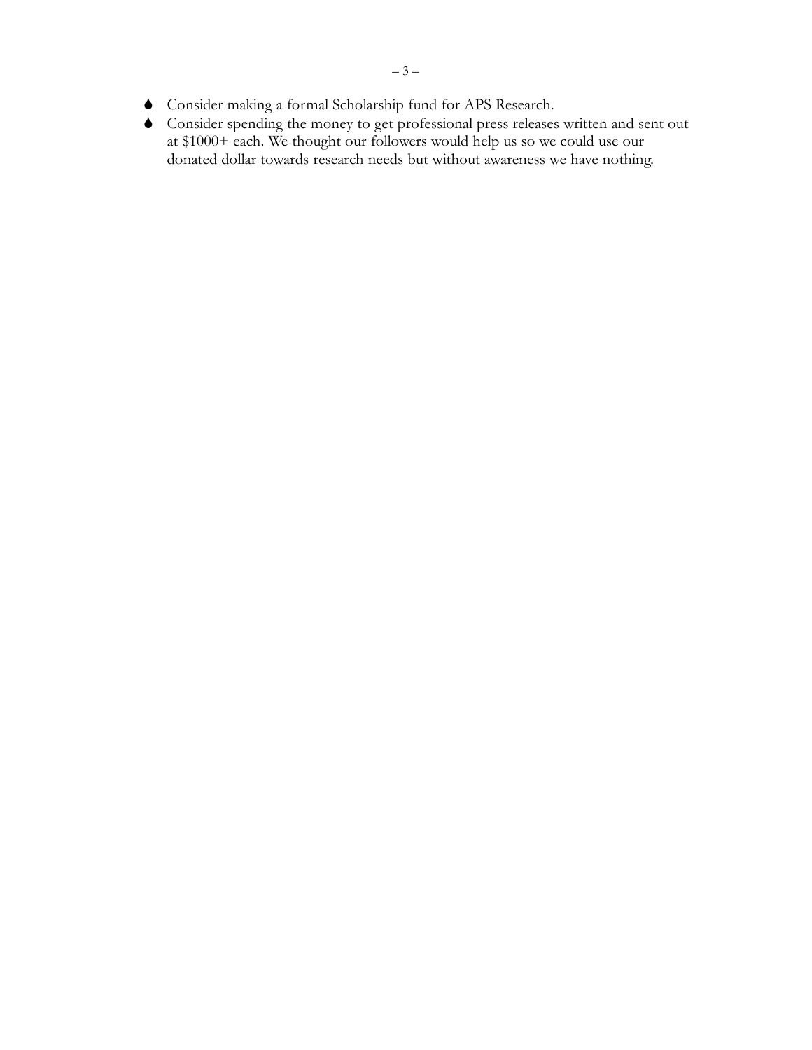- Consider making a formal Scholarship fund for APS Research.
- Consider spending the money to get professional press releases written and sent out at $1000+ each. We thought our followers would help us so we could use our donated dollar towards research needs but without awareness we have nothing.